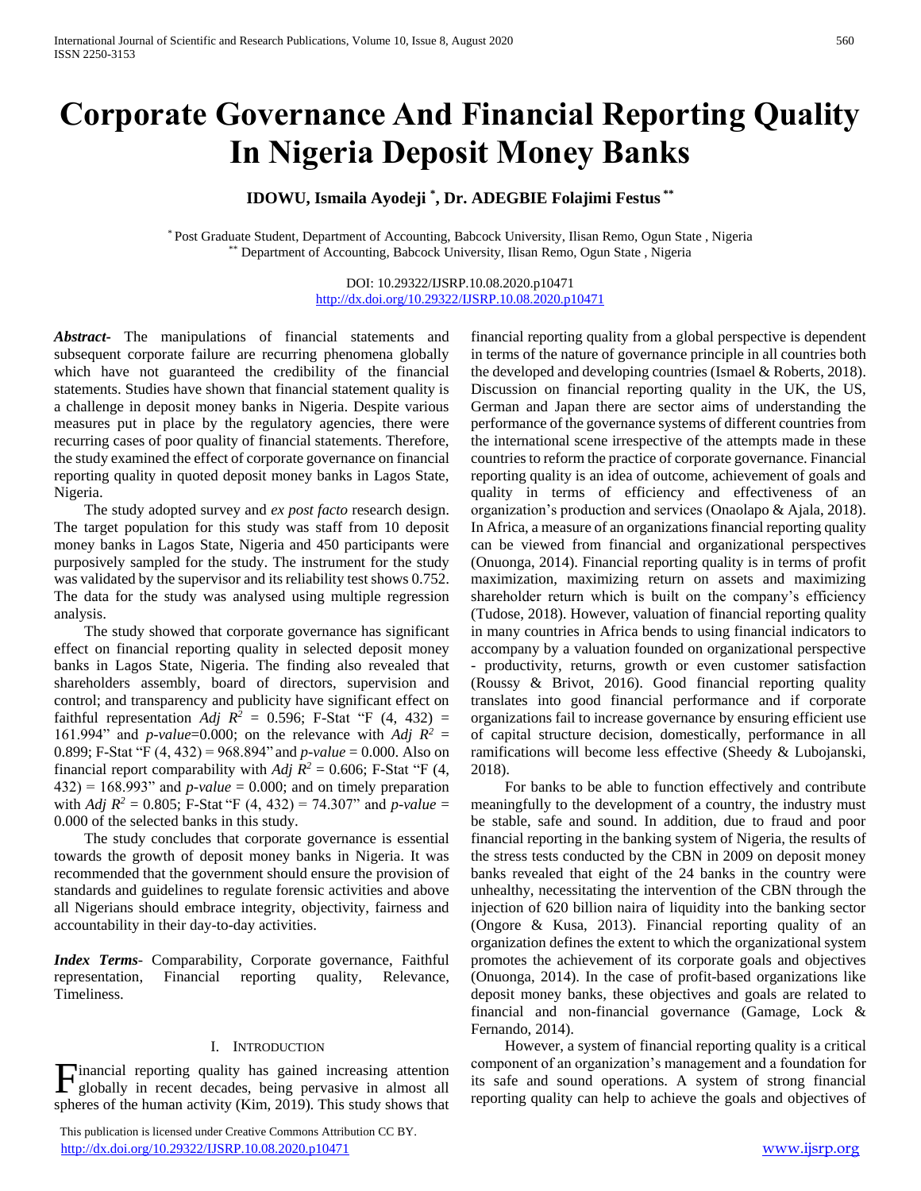# Corporate Governance And Financial Reporting Quality In Nigeria Deposit Money Banks

**IDOWU, Ismaila Ayodeji [*], Dr. ADEGBIE Folajimi Festus [**]**

[*] Post Graduate Student, Department of Accounting, Babcock University, Ilisan Remo, Ogun State , Nigeria
[**] Department of Accounting, Babcock University, Ilisan Remo, Ogun State , Nigeria

DOI: 10.29322/IJSRP.10.08.2020.p10471
http://dx.doi.org/10.29322/IJSRP.10.08.2020.p10471

***Abstract*-** The manipulations of financial statements and subsequent corporate failure are recurring phenomena globally which have not guaranteed the credibility of the financial statements. Studies have shown that financial statement quality is a challenge in deposit money banks in Nigeria. Despite various measures put in place by the regulatory agencies, there were recurring cases of poor quality of financial statements. Therefore, the study examined the effect of corporate governance on financial reporting quality in quoted deposit money banks in Lagos State, Nigeria.

The study adopted survey and *ex post facto* research design. The target population for this study was staff from 10 deposit money banks in Lagos State, Nigeria and 450 participants were purposively sampled for the study. The instrument for the study was validated by the supervisor and its reliability test shows 0.752. The data for the study was analysed using multiple regression analysis.

The study showed that corporate governance has significant effect on financial reporting quality in selected deposit money banks in Lagos State, Nigeria. The finding also revealed that shareholders assembly, board of directors, supervision and control; and transparency and publicity have significant effect on faithful representation *Adj* $R^2$ = 0.596; F-Stat "F (4, 432) = 161.994" and *p-value*=0.000; on the relevance with *Adj* $R^2$ = 0.899; F-Stat "F (4, 432) = 968.894" and *p-value* = 0.000. Also on financial report comparability with *Adj* $R^2$ = 0.606; F-Stat "F (4, 432) = 168.993" and *p-value* = 0.000; and on timely preparation with *Adj* $R^2$ = 0.805; F-Stat "F (4, 432) = 74.307" and *p-value* = 0.000 of the selected banks in this study.

The study concludes that corporate governance is essential towards the growth of deposit money banks in Nigeria. It was recommended that the government should ensure the provision of standards and guidelines to regulate forensic activities and above all Nigerians should embrace integrity, objectivity, fairness and accountability in their day-to-day activities.

***Index Terms*-** Comparability, Corporate governance, Faithful representation, Financial reporting quality, Relevance, Timeliness.

## I. Introduction

Financial reporting quality has gained increasing attention globally in recent decades, being pervasive in almost all spheres of the human activity (Kim, 2019). This study shows that financial reporting quality from a global perspective is dependent in terms of the nature of governance principle in all countries both the developed and developing countries (Ismael & Roberts, 2018). Discussion on financial reporting quality in the UK, the US, German and Japan there are sector aims of understanding the performance of the governance systems of different countries from the international scene irrespective of the attempts made in these countries to reform the practice of corporate governance. Financial reporting quality is an idea of outcome, achievement of goals and quality in terms of efficiency and effectiveness of an organization's production and services (Onaolapo & Ajala, 2018). In Africa, a measure of an organizations financial reporting quality can be viewed from financial and organizational perspectives (Onuonga, 2014). Financial reporting quality is in terms of profit maximization, maximizing return on assets and maximizing shareholder return which is built on the company's efficiency (Tudose, 2018). However, valuation of financial reporting quality in many countries in Africa bends to using financial indicators to accompany by a valuation founded on organizational perspective - productivity, returns, growth or even customer satisfaction (Roussy & Brivot, 2016). Good financial reporting quality translates into good financial performance and if corporate organizations fail to increase governance by ensuring efficient use of capital structure decision, domestically, performance in all ramifications will become less effective (Sheedy & Lubojanski, 2018).

For banks to be able to function effectively and contribute meaningfully to the development of a country, the industry must be stable, safe and sound. In addition, due to fraud and poor financial reporting in the banking system of Nigeria, the results of the stress tests conducted by the CBN in 2009 on deposit money banks revealed that eight of the 24 banks in the country were unhealthy, necessitating the intervention of the CBN through the injection of 620 billion naira of liquidity into the banking sector (Ongore & Kusa, 2013). Financial reporting quality of an organization defines the extent to which the organizational system promotes the achievement of its corporate goals and objectives (Onuonga, 2014). In the case of profit-based organizations like deposit money banks, these objectives and goals are related to financial and non-financial governance (Gamage, Lock & Fernando, 2014).

However, a system of financial reporting quality is a critical component of an organization's management and a foundation for its safe and sound operations. A system of strong financial reporting quality can help to achieve the goals and objectives of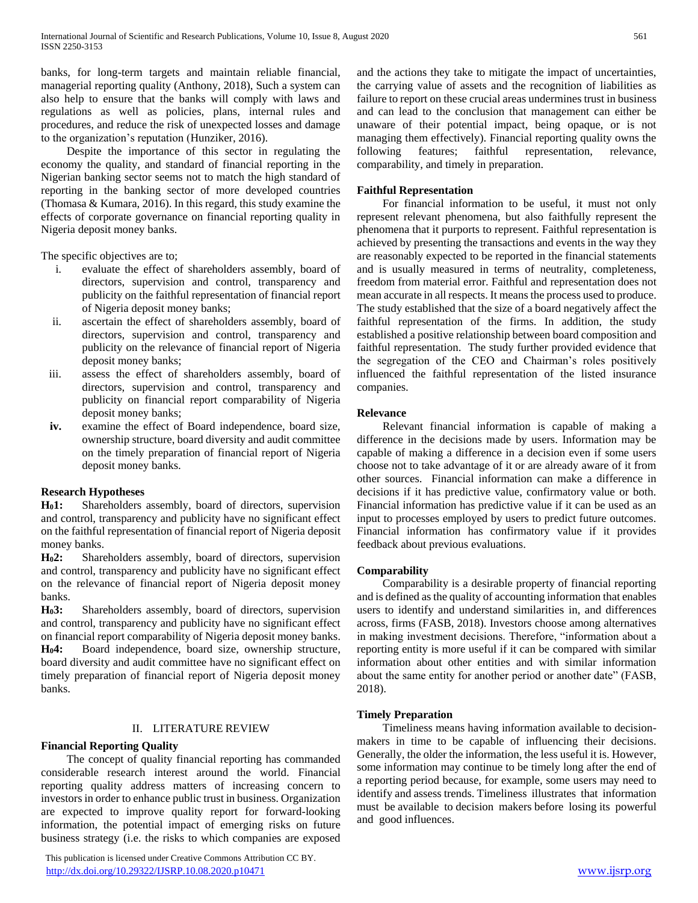banks, for long-term targets and maintain reliable financial, managerial reporting quality (Anthony, 2018), Such a system can also help to ensure that the banks will comply with laws and regulations as well as policies, plans, internal rules and procedures, and reduce the risk of unexpected losses and damage to the organization's reputation (Hunziker, 2016).

Despite the importance of this sector in regulating the economy the quality, and standard of financial reporting in the Nigerian banking sector seems not to match the high standard of reporting in the banking sector of more developed countries (Thomasa & Kumara, 2016). In this regard, this study examine the effects of corporate governance on financial reporting quality in Nigeria deposit money banks.

The specific objectives are to;

i. evaluate the effect of shareholders assembly, board of directors, supervision and control, transparency and publicity on the faithful representation of financial report of Nigeria deposit money banks;
ii. ascertain the effect of shareholders assembly, board of directors, supervision and control, transparency and publicity on the relevance of financial report of Nigeria deposit money banks;
iii. assess the effect of shareholders assembly, board of directors, supervision and control, transparency and publicity on financial report comparability of Nigeria deposit money banks;
**iv.** examine the effect of Board independence, board size, ownership structure, board diversity and audit committee on the timely preparation of financial report of Nigeria deposit money banks.

**Research Hypotheses**

**$H_0$1:** Shareholders assembly, board of directors, supervision and control, transparency and publicity have no significant effect on the faithful representation of financial report of Nigeria deposit money banks.

**$H_0$2:** Shareholders assembly, board of directors, supervision and control, transparency and publicity have no significant effect on the relevance of financial report of Nigeria deposit money banks.

**$H_0$3:** Shareholders assembly, board of directors, supervision and control, transparency and publicity have no significant effect on financial report comparability of Nigeria deposit money banks.

**$H_0$4:** Board independence, board size, ownership structure, board diversity and audit committee have no significant effect on timely preparation of financial report of Nigeria deposit money banks.

## II. LITERATURE REVIEW

**Financial Reporting Quality**

The concept of quality financial reporting has commanded considerable research interest around the world. Financial reporting quality address matters of increasing concern to investors in order to enhance public trust in business. Organization are expected to improve quality report for forward-looking information, the potential impact of emerging risks on future business strategy (i.e. the risks to which companies are exposed and the actions they take to mitigate the impact of uncertainties, the carrying value of assets and the recognition of liabilities as failure to report on these crucial areas undermines trust in business and can lead to the conclusion that management can either be unaware of their potential impact, being opaque, or is not managing them effectively). Financial reporting quality owns the following features; faithful representation, relevance, comparability, and timely in preparation.

**Faithful Representation**

For financial information to be useful, it must not only represent relevant phenomena, but also faithfully represent the phenomena that it purports to represent. Faithful representation is achieved by presenting the transactions and events in the way they are reasonably expected to be reported in the financial statements and is usually measured in terms of neutrality, completeness, freedom from material error. Faithful and representation does not mean accurate in all respects. It means the process used to produce. The study established that the size of a board negatively affect the faithful representation of the firms. In addition, the study established a positive relationship between board composition and faithful representation. The study further provided evidence that the segregation of the CEO and Chairman's roles positively influenced the faithful representation of the listed insurance companies.

**Relevance**

Relevant financial information is capable of making a difference in the decisions made by users. Information may be capable of making a difference in a decision even if some users choose not to take advantage of it or are already aware of it from other sources. Financial information can make a difference in decisions if it has predictive value, confirmatory value or both. Financial information has predictive value if it can be used as an input to processes employed by users to predict future outcomes. Financial information has confirmatory value if it provides feedback about previous evaluations.

**Comparability**

Comparability is a desirable property of financial reporting and is defined as the quality of accounting information that enables users to identify and understand similarities in, and differences across, firms (FASB, 2018). Investors choose among alternatives in making investment decisions. Therefore, "information about a reporting entity is more useful if it can be compared with similar information about other entities and with similar information about the same entity for another period or another date" (FASB, 2018).

**Timely Preparation**

Timeliness means having information available to decision-makers in time to be capable of influencing their decisions. Generally, the older the information, the less useful it is. However, some information may continue to be timely long after the end of a reporting period because, for example, some users may need to identify and assess trends. Timeliness illustrates that information must be available to decision makers before losing its powerful and good influences.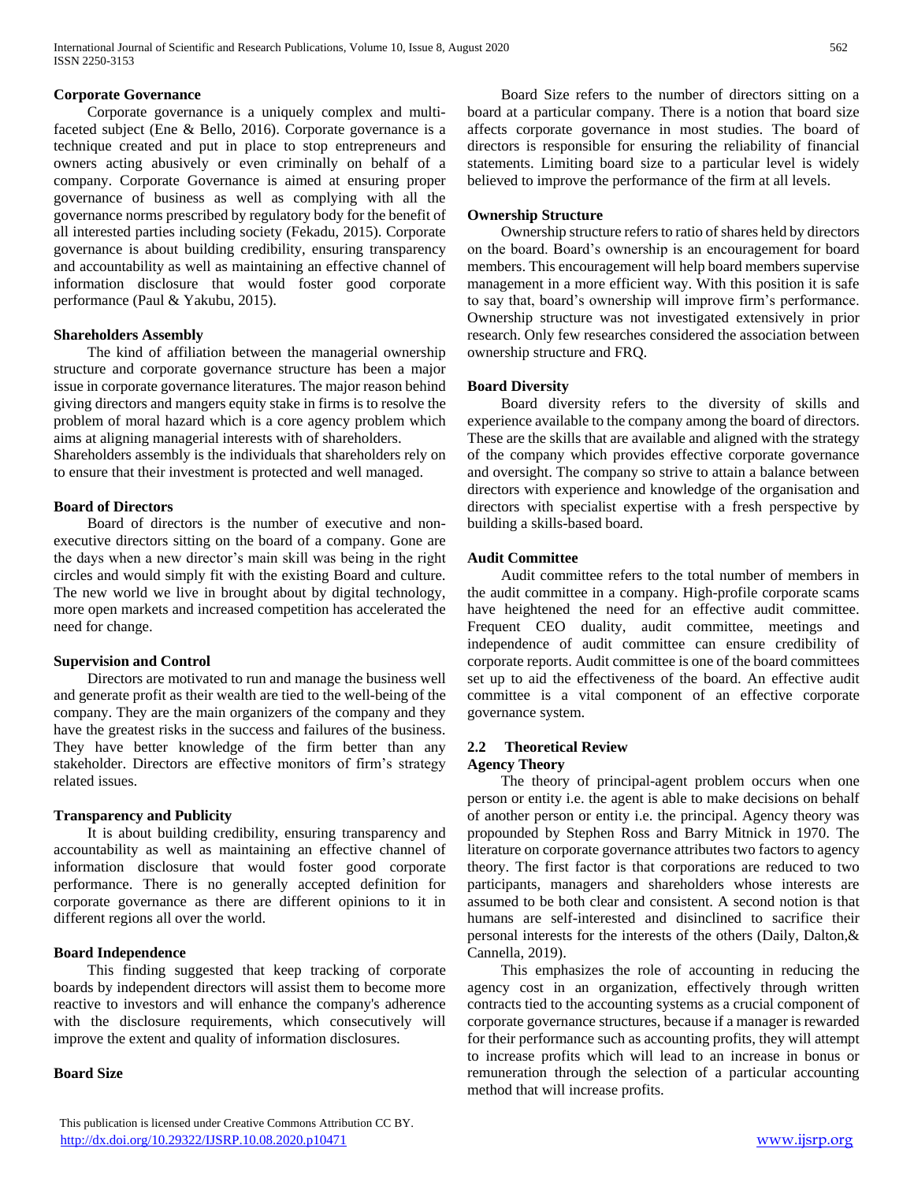**Corporate Governance**

Corporate governance is a uniquely complex and multi-faceted subject (Ene & Bello, 2016). Corporate governance is a technique created and put in place to stop entrepreneurs and owners acting abusively or even criminally on behalf of a company. Corporate Governance is aimed at ensuring proper governance of business as well as complying with all the governance norms prescribed by regulatory body for the benefit of all interested parties including society (Fekadu, 2015). Corporate governance is about building credibility, ensuring transparency and accountability as well as maintaining an effective channel of information disclosure that would foster good corporate performance (Paul & Yakubu, 2015).

**Shareholders Assembly**

The kind of affiliation between the managerial ownership structure and corporate governance structure has been a major issue in corporate governance literatures. The major reason behind giving directors and mangers equity stake in firms is to resolve the problem of moral hazard which is a core agency problem which aims at aligning managerial interests with of shareholders.
Shareholders assembly is the individuals that shareholders rely on to ensure that their investment is protected and well managed.

**Board of Directors**

Board of directors is the number of executive and non-executive directors sitting on the board of a company. Gone are the days when a new director's main skill was being in the right circles and would simply fit with the existing Board and culture. The new world we live in brought about by digital technology, more open markets and increased competition has accelerated the need for change.

**Supervision and Control**

Directors are motivated to run and manage the business well and generate profit as their wealth are tied to the well-being of the company. They are the main organizers of the company and they have the greatest risks in the success and failures of the business. They have better knowledge of the firm better than any stakeholder. Directors are effective monitors of firm's strategy related issues.

**Transparency and Publicity**

It is about building credibility, ensuring transparency and accountability as well as maintaining an effective channel of information disclosure that would foster good corporate performance. There is no generally accepted definition for corporate governance as there are different opinions to it in different regions all over the world.

**Board Independence**

This finding suggested that keep tracking of corporate boards by independent directors will assist them to become more reactive to investors and will enhance the company's adherence with the disclosure requirements, which consecutively will improve the extent and quality of information disclosures.

**Board Size**

Board Size refers to the number of directors sitting on a board at a particular company. There is a notion that board size affects corporate governance in most studies. The board of directors is responsible for ensuring the reliability of financial statements. Limiting board size to a particular level is widely believed to improve the performance of the firm at all levels.

**Ownership Structure**

Ownership structure refers to ratio of shares held by directors on the board. Board's ownership is an encouragement for board members. This encouragement will help board members supervise management in a more efficient way. With this position it is safe to say that, board's ownership will improve firm's performance. Ownership structure was not investigated extensively in prior research. Only few researches considered the association between ownership structure and FRQ.

**Board Diversity**

Board diversity refers to the diversity of skills and experience available to the company among the board of directors. These are the skills that are available and aligned with the strategy of the company which provides effective corporate governance and oversight. The company so strive to attain a balance between directors with experience and knowledge of the organisation and directors with specialist expertise with a fresh perspective by building a skills-based board.

**Audit Committee**

Audit committee refers to the total number of members in the audit committee in a company. High-profile corporate scams have heightened the need for an effective audit committee. Frequent CEO duality, audit committee, meetings and independence of audit committee can ensure credibility of corporate reports. Audit committee is one of the board committees set up to aid the effectiveness of the board. An effective audit committee is a vital component of an effective corporate governance system.

## 2.2 Theoretical Review

**Agency Theory**

The theory of principal-agent problem occurs when one person or entity i.e. the agent is able to make decisions on behalf of another person or entity i.e. the principal. Agency theory was propounded by Stephen Ross and Barry Mitnick in 1970. The literature on corporate governance attributes two factors to agency theory. The first factor is that corporations are reduced to two participants, managers and shareholders whose interests are assumed to be both clear and consistent. A second notion is that humans are self-interested and disinclined to sacrifice their personal interests for the interests of the others (Daily, Dalton,& Cannella, 2019).

This emphasizes the role of accounting in reducing the agency cost in an organization, effectively through written contracts tied to the accounting systems as a crucial component of corporate governance structures, because if a manager is rewarded for their performance such as accounting profits, they will attempt to increase profits which will lead to an increase in bonus or remuneration through the selection of a particular accounting method that will increase profits.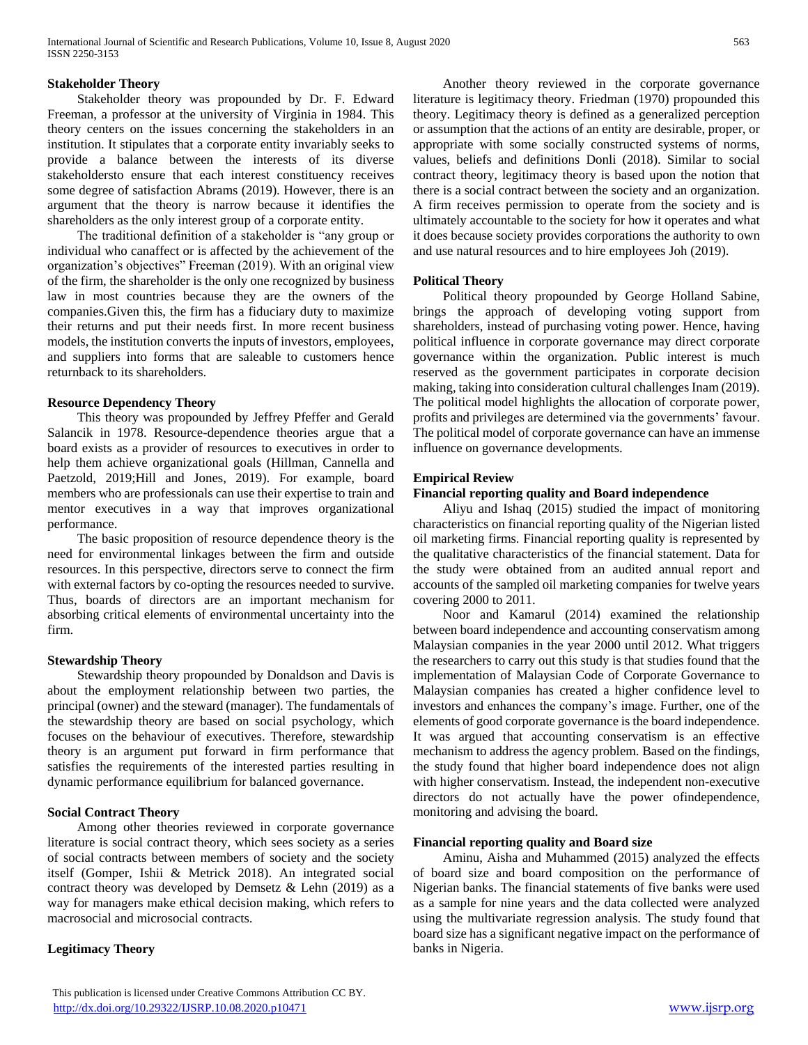### Stakeholder Theory

Stakeholder theory was propounded by Dr. F. Edward Freeman, a professor at the university of Virginia in 1984. This theory centers on the issues concerning the stakeholders in an institution. It stipulates that a corporate entity invariably seeks to provide a balance between the interests of its diverse stakeholdersto ensure that each interest constituency receives some degree of satisfaction Abrams (2019). However, there is an argument that the theory is narrow because it identifies the shareholders as the only interest group of a corporate entity.

The traditional definition of a stakeholder is "any group or individual who canaffect or is affected by the achievement of the organization's objectives" Freeman (2019). With an original view of the firm, the shareholder is the only one recognized by business law in most countries because they are the owners of the companies.Given this, the firm has a fiduciary duty to maximize their returns and put their needs first. In more recent business models, the institution converts the inputs of investors, employees, and suppliers into forms that are saleable to customers hence returnback to its shareholders.

### Resource Dependency Theory

This theory was propounded by Jeffrey Pfeffer and Gerald Salancik in 1978. Resource-dependence theories argue that a board exists as a provider of resources to executives in order to help them achieve organizational goals (Hillman, Cannella and Paetzold, 2019;Hill and Jones, 2019). For example, board members who are professionals can use their expertise to train and mentor executives in a way that improves organizational performance.

The basic proposition of resource dependence theory is the need for environmental linkages between the firm and outside resources. In this perspective, directors serve to connect the firm with external factors by co-opting the resources needed to survive. Thus, boards of directors are an important mechanism for absorbing critical elements of environmental uncertainty into the firm.

### Stewardship Theory

Stewardship theory propounded by Donaldson and Davis is about the employment relationship between two parties, the principal (owner) and the steward (manager). The fundamentals of the stewardship theory are based on social psychology, which focuses on the behaviour of executives. Therefore, stewardship theory is an argument put forward in firm performance that satisfies the requirements of the interested parties resulting in dynamic performance equilibrium for balanced governance.

### Social Contract Theory

Among other theories reviewed in corporate governance literature is social contract theory, which sees society as a series of social contracts between members of society and the society itself (Gomper, Ishii & Metrick 2018). An integrated social contract theory was developed by Demsetz & Lehn (2019) as a way for managers make ethical decision making, which refers to macrosocial and microsocial contracts.

### Legitimacy Theory

Another theory reviewed in the corporate governance literature is legitimacy theory. Friedman (1970) propounded this theory. Legitimacy theory is defined as a generalized perception or assumption that the actions of an entity are desirable, proper, or appropriate with some socially constructed systems of norms, values, beliefs and definitions Donli (2018). Similar to social contract theory, legitimacy theory is based upon the notion that there is a social contract between the society and an organization. A firm receives permission to operate from the society and is ultimately accountable to the society for how it operates and what it does because society provides corporations the authority to own and use natural resources and to hire employees Joh (2019).

### Political Theory

Political theory propounded by George Holland Sabine, brings the approach of developing voting support from shareholders, instead of purchasing voting power. Hence, having political influence in corporate governance may direct corporate governance within the organization. Public interest is much reserved as the government participates in corporate decision making, taking into consideration cultural challenges Inam (2019). The political model highlights the allocation of corporate power, profits and privileges are determined via the governments' favour. The political model of corporate governance can have an immense influence on governance developments.

### Empirical Review

### Financial reporting quality and Board independence

Aliyu and Ishaq (2015) studied the impact of monitoring characteristics on financial reporting quality of the Nigerian listed oil marketing firms. Financial reporting quality is represented by the qualitative characteristics of the financial statement. Data for the study were obtained from an audited annual report and accounts of the sampled oil marketing companies for twelve years covering 2000 to 2011.

Noor and Kamarul (2014) examined the relationship between board independence and accounting conservatism among Malaysian companies in the year 2000 until 2012. What triggers the researchers to carry out this study is that studies found that the implementation of Malaysian Code of Corporate Governance to Malaysian companies has created a higher confidence level to investors and enhances the company's image. Further, one of the elements of good corporate governance is the board independence. It was argued that accounting conservatism is an effective mechanism to address the agency problem. Based on the findings, the study found that higher board independence does not align with higher conservatism. Instead, the independent non-executive directors do not actually have the power ofindependence, monitoring and advising the board.

### Financial reporting quality and Board size

Aminu, Aisha and Muhammed (2015) analyzed the effects of board size and board composition on the performance of Nigerian banks. The financial statements of five banks were used as a sample for nine years and the data collected were analyzed using the multivariate regression analysis. The study found that board size has a significant negative impact on the performance of banks in Nigeria.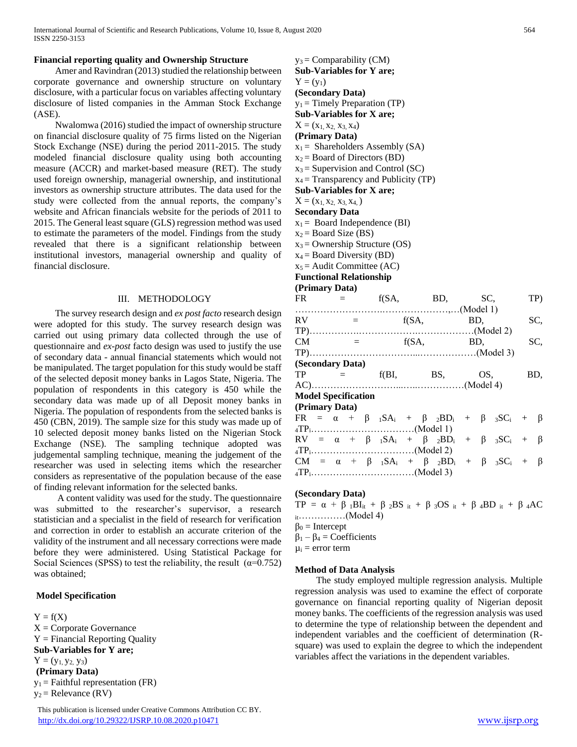**Financial reporting quality and Ownership Structure**

Amer and Ravindran (2013) studied the relationship between corporate governance and ownership structure on voluntary disclosure, with a particular focus on variables affecting voluntary disclosure of listed companies in the Amman Stock Exchange (ASE).

Nwalomwa (2016) studied the impact of ownership structure on financial disclosure quality of 75 firms listed on the Nigerian Stock Exchange (NSE) during the period 2011-2015. The study modeled financial disclosure quality using both accounting measure (ACCR) and market-based measure (RET). The study used foreign ownership, managerial ownership, and institutional investors as ownership structure attributes. The data used for the study were collected from the annual reports, the company's website and African financials website for the periods of 2011 to 2015. The General least square (GLS) regression method was used to estimate the parameters of the model. Findings from the study revealed that there is a significant relationship between institutional investors, managerial ownership and quality of financial disclosure.

## III. METHODOLOGY

The survey research design and *ex post facto* research design were adopted for this study. The survey research design was carried out using primary data collected through the use of questionnaire and *ex-post* facto design was used to justify the use of secondary data - annual financial statements which would not be manipulated. The target population for this study would be staff of the selected deposit money banks in Lagos State, Nigeria. The population of respondents in this category is 450 while the secondary data was made up of all Deposit money banks in Nigeria. The population of respondents from the selected banks is 450 (CBN, 2019). The sample size for this study was made up of 10 selected deposit money banks listed on the Nigerian Stock Exchange (NSE). The sampling technique adopted was judgemental sampling technique, meaning the judgement of the researcher was used in selecting items which the researcher considers as representative of the population because of the ease of finding relevant information for the selected banks.

A content validity was used for the study. The questionnaire was submitted to the researcher's supervisor, a research statistician and a specialist in the field of research for verification and correction in order to establish an accurate criterion of the validity of the instrument and all necessary corrections were made before they were administered. Using Statistical Package for Social Sciences (SPSS) to test the reliability, the result ($\alpha$=0.752) was obtained;

**Model Specification**

$Y = f(X)$
X = Corporate Governance
Y = Financial Reporting Quality

**Sub-Variables for Y are;**

$Y = (y_1, y_2, y_3)$

**(Primary Data)**

$y_1$ = Faithful representation (FR)
$y_2$ = Relevance (RV)
$y_3$ = Comparability (CM)

**Sub-Variables for Y are;**

$Y = (y_1)$

**(Secondary Data)**

$y_1$ = Timely Preparation (TP)

**Sub-Variables for X are;**

$X = (x_1, x_2, x_3, x_4)$

**(Primary Data)**

$x_1$ = Shareholders Assembly (SA)
$x_2$ = Board of Directors (BD)
$x_3$ = Supervision and Control (SC)
$x_4$ = Transparency and Publicity (TP)

**Sub-Variables for X are;**

$X = (x_1, x_2, x_3, x_4)$

**Secondary Data**

$x_1$ = Board Independence (BI)
$x_2$ = Board Size (BS)
$x_3$ = Ownership Structure (OS)
$x_4$ = Board Diversity (BD)
$x_5$ = Audit Committee (AC)

**Functional Relationship**

**(Primary Data)**

FR = f(SA, BD, SC, TP)……………………………………(Model 1)
RV = f(SA, BD, SC, TP)……………………………………(Model 2)
CM = f(SA, BD, SC, TP)……………………………………(Model 3)

**(Secondary Data)**

TP = f(BI, BS, OS, BD, AC)…………………………………(Model 4)

**Model Specification**

**(Primary Data)**

$FR = \alpha + \beta_1 SA_i + \beta_2 BD_i + \beta_3 SC_i + \beta_4 TP_i$……………………………(Model 1)
$RV = \alpha + \beta_1 SA_i + \beta_2 BD_i + \beta_3 SC_i + \beta_4 TP_i$……………………………(Model 2)
$CM = \alpha + \beta_1 SA_i + \beta_2 BD_i + \beta_3 SC_i + \beta_4 TP_i$……………………………(Model 3)

**(Secondary Data)**

$TP = \alpha + \beta_1 BI_{it} + \beta_2 BS_{it} + \beta_3 OS_{it} + \beta_4 BD_{it} + \beta_4 AC_{it}$……………(Model 4)

$\beta_0$ = Intercept
$\beta_1 - \beta_4$ = Coefficients
$\mu_i$ = error term

**Method of Data Analysis**

The study employed multiple regression analysis. Multiple regression analysis was used to examine the effect of corporate governance on financial reporting quality of Nigerian deposit money banks. The coefficients of the regression analysis was used to determine the type of relationship between the dependent and independent variables and the coefficient of determination (R-square) was used to explain the degree to which the independent variables affect the variations in the dependent variables.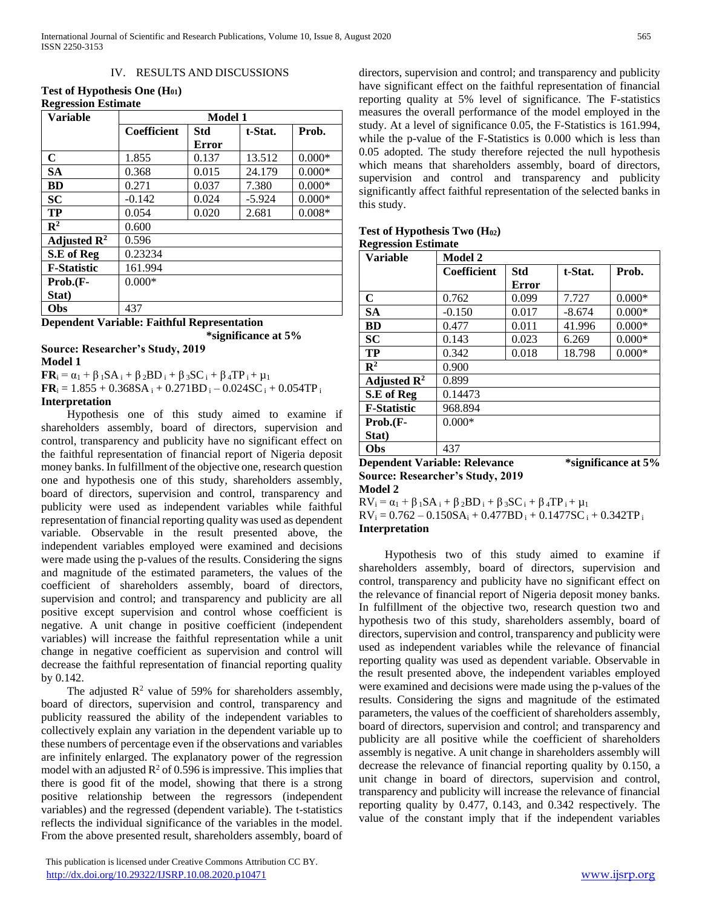## IV. RESULTS AND DISCUSSIONS

**Test of Hypothesis One ($H_{01}$)**

**Regression Estimate**

| Variable | Model 1 | | | |
|---|---|---|---|---|
| | Coefficient | Std Error | t-Stat. | Prob. |
| C | 1.855 | 0.137 | 13.512 | 0.000* |
| SA | 0.368 | 0.015 | 24.179 | 0.000* |
| BD | 0.271 | 0.037 | 7.380 | 0.000* |
| SC | -0.142 | 0.024 | -5.924 | 0.000* |
| TP | 0.054 | 0.020 | 2.681 | 0.008* |
| $R^2$ | 0.600 | | | |
| Adjusted $R^2$ | 0.596 | | | |
| S.E of Reg | 0.23234 | | | |
| F-Statistic | 161.994 | | | |
| Prob.(F-Stat) | 0.000* | | | |
| Obs | 437 | | | |

**Dependent Variable: Faithful Representation** **\*significance at 5%**

**Source: Researcher's Study, 2019**

**Model 1**

$$\mathbf{FR}_i = \alpha_1 + \beta_1 SA_i + \beta_2 BD_i + \beta_3 SC_i + \beta_4 TP_i + \mu_1$$

$$\mathbf{FR}_i = 1.855 + 0.368SA_i + 0.271BD_i - 0.024SC_i + 0.054TP_i$$

**Interpretation**

Hypothesis one of this study aimed to examine if shareholders assembly, board of directors, supervision and control, transparency and publicity have no significant effect on the faithful representation of financial report of Nigeria deposit money banks. In fulfillment of the objective one, research question one and hypothesis one of this study, shareholders assembly, board of directors, supervision and control, transparency and publicity were used as independent variables while faithful representation of financial reporting quality was used as dependent variable. Observable in the result presented above, the independent variables employed were examined and decisions were made using the p-values of the results. Considering the signs and magnitude of the estimated parameters, the values of the coefficient of shareholders assembly, board of directors, supervision and control; and transparency and publicity are all positive except supervision and control whose coefficient is negative. A unit change in positive coefficient (independent variables) will increase the faithful representation while a unit change in negative coefficient as supervision and control will decrease the faithful representation of financial reporting quality by 0.142.

The adjusted $R^2$ value of 59% for shareholders assembly, board of directors, supervision and control, transparency and publicity reassured the ability of the independent variables to collectively explain any variation in the dependent variable up to these numbers of percentage even if the observations and variables are infinitely enlarged. The explanatory power of the regression model with an adjusted $R^2$ of 0.596 is impressive. This implies that there is good fit of the model, showing that there is a strong positive relationship between the regressors (independent variables) and the regressed (dependent variable). The t-statistics reflects the individual significance of the variables in the model. From the above presented result, shareholders assembly, board of directors, supervision and control; and transparency and publicity have significant effect on the faithful representation of financial reporting quality at 5% level of significance. The F-statistics measures the overall performance of the model employed in the study. At a level of significance 0.05, the F-Statistics is 161.994, while the p-value of the F-Statistics is 0.000 which is less than 0.05 adopted. The study therefore rejected the null hypothesis which means that shareholders assembly, board of directors, supervision and control and transparency and publicity significantly affect faithful representation of the selected banks in this study.

**Test of Hypothesis Two ($H_{02}$)**

**Regression Estimate**

| Variable | Model 2 | | | |
|---|---|---|---|---|
| | Coefficient | Std Error | t-Stat. | Prob. |
| C | 0.762 | 0.099 | 7.727 | 0.000* |
| SA | -0.150 | 0.017 | -8.674 | 0.000* |
| BD | 0.477 | 0.011 | 41.996 | 0.000* |
| SC | 0.143 | 0.023 | 6.269 | 0.000* |
| TP | 0.342 | 0.018 | 18.798 | 0.000* |
| $R^2$ | 0.900 | | | |
| Adjusted $R^2$ | 0.899 | | | |
| S.E of Reg | 0.14473 | | | |
| F-Statistic | 968.894 | | | |
| Prob.(F-Stat) | 0.000* | | | |
| Obs | 437 | | | |

**Dependent Variable: Relevance** **\*significance at 5%**

**Source: Researcher's Study, 2019**

**Model 2**

$$RV_i = \alpha_1 + \beta_1 SA_i + \beta_2 BD_i + \beta_3 SC_i + \beta_4 TP_i + \mu_1$$

$$RV_i = 0.762 - 0.150SA_i + 0.477BD_i + 0.1477SC_i + 0.342TP_i$$

**Interpretation**

Hypothesis two of this study aimed to examine if shareholders assembly, board of directors, supervision and control, transparency and publicity have no significant effect on the relevance of financial report of Nigeria deposit money banks. In fulfillment of the objective two, research question two and hypothesis two of this study, shareholders assembly, board of directors, supervision and control, transparency and publicity were used as independent variables while the relevance of financial reporting quality was used as dependent variable. Observable in the result presented above, the independent variables employed were examined and decisions were made using the p-values of the results. Considering the signs and magnitude of the estimated parameters, the values of the coefficient of shareholders assembly, board of directors, supervision and control; and transparency and publicity are all positive while the coefficient of shareholders assembly is negative. A unit change in shareholders assembly will decrease the relevance of financial reporting quality by 0.150, a unit change in board of directors, supervision and control, transparency and publicity will increase the relevance of financial reporting quality by 0.477, 0.143, and 0.342 respectively. The value of the constant imply that if the independent variables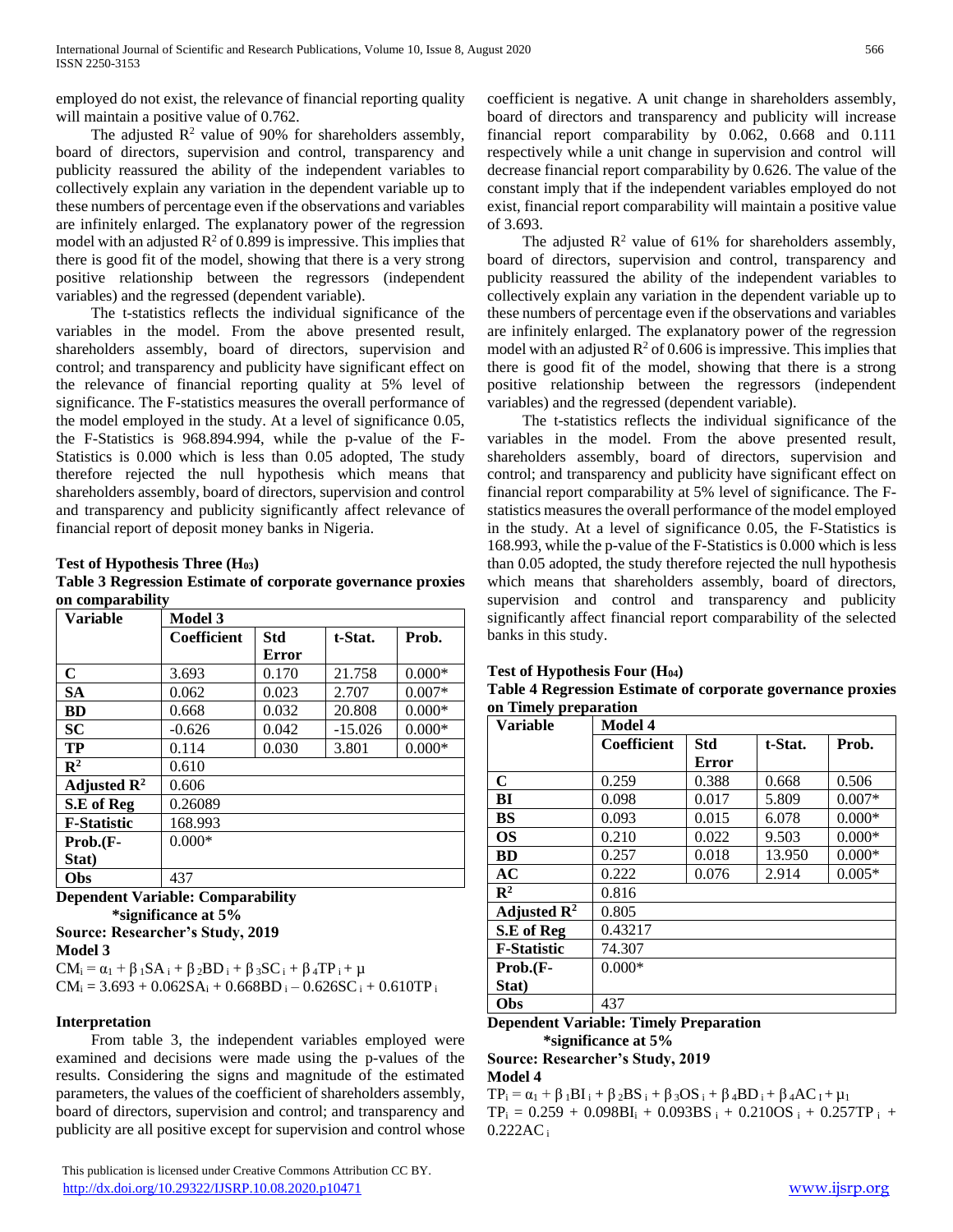employed do not exist, the relevance of financial reporting quality will maintain a positive value of 0.762.

The adjusted $R^2$ value of 90% for shareholders assembly, board of directors, supervision and control, transparency and publicity reassured the ability of the independent variables to collectively explain any variation in the dependent variable up to these numbers of percentage even if the observations and variables are infinitely enlarged. The explanatory power of the regression model with an adjusted $R^2$ of 0.899 is impressive. This implies that there is good fit of the model, showing that there is a very strong positive relationship between the regressors (independent variables) and the regressed (dependent variable).

The t-statistics reflects the individual significance of the variables in the model. From the above presented result, shareholders assembly, board of directors, supervision and control; and transparency and publicity have significant effect on the relevance of financial reporting quality at 5% level of significance. The F-statistics measures the overall performance of the model employed in the study. At a level of significance 0.05, the F-Statistics is 968.894.994, while the p-value of the F-Statistics is 0.000 which is less than 0.05 adopted, The study therefore rejected the null hypothesis which means that shareholders assembly, board of directors, supervision and control and transparency and publicity significantly affect relevance of financial report of deposit money banks in Nigeria.

**Test of Hypothesis Three ($H_{03}$)**

**Table 3 Regression Estimate of corporate governance proxies on comparability**

| Variable | Model 3 | | | |
|---|---|---|---|---|
| | Coefficient | Std Error | t-Stat. | Prob. |
| C | 3.693 | 0.170 | 21.758 | 0.000* |
| SA | 0.062 | 0.023 | 2.707 | 0.007* |
| BD | 0.668 | 0.032 | 20.808 | 0.000* |
| SC | -0.626 | 0.042 | -15.026 | 0.000* |
| TP | 0.114 | 0.030 | 3.801 | 0.000* |
| $R^2$ | 0.610 | | | |
| Adjusted $R^2$ | 0.606 | | | |
| S.E of Reg | 0.26089 | | | |
| F-Statistic | 168.993 | | | |
| Prob.(F-Stat) | 0.000* | | | |
| Obs | 437 | | | |

**Dependent Variable: Comparability**
**\*significance at 5%**
**Source: Researcher's Study, 2019**

**Model 3**

$CM_i = \alpha_1 + \beta_1 SA_i + \beta_2 BD_i + \beta_3 SC_i + \beta_4 TP_i + \mu$

$CM_i = 3.693 + 0.062SA_i + 0.668BD_i - 0.626SC_i + 0.610TP_i$

**Interpretation**

From table 3, the independent variables employed were examined and decisions were made using the p-values of the results. Considering the signs and magnitude of the estimated parameters, the values of the coefficient of shareholders assembly, board of directors, supervision and control; and transparency and publicity are all positive except for supervision and control whose coefficient is negative. A unit change in shareholders assembly, board of directors and transparency and publicity will increase financial report comparability by 0.062, 0.668 and 0.111 respectively while a unit change in supervision and control will decrease financial report comparability by 0.626. The value of the constant imply that if the independent variables employed do not exist, financial report comparability will maintain a positive value of 3.693.

The adjusted $R^2$ value of 61% for shareholders assembly, board of directors, supervision and control, transparency and publicity reassured the ability of the independent variables to collectively explain any variation in the dependent variable up to these numbers of percentage even if the observations and variables are infinitely enlarged. The explanatory power of the regression model with an adjusted $R^2$ of 0.606 is impressive. This implies that there is good fit of the model, showing that there is a strong positive relationship between the regressors (independent variables) and the regressed (dependent variable).

The t-statistics reflects the individual significance of the variables in the model. From the above presented result, shareholders assembly, board of directors, supervision and control; and transparency and publicity have significant effect on financial report comparability at 5% level of significance. The F-statistics measures the overall performance of the model employed in the study. At a level of significance 0.05, the F-Statistics is 168.993, while the p-value of the F-Statistics is 0.000 which is less than 0.05 adopted, the study therefore rejected the null hypothesis which means that shareholders assembly, board of directors, supervision and control and transparency and publicity significantly affect financial report comparability of the selected banks in this study.

**Test of Hypothesis Four ($H_{04}$)**

**Table 4 Regression Estimate of corporate governance proxies on Timely preparation**

| Variable | Model 4 | | | |
|---|---|---|---|---|
| | Coefficient | Std Error | t-Stat. | Prob. |
| C | 0.259 | 0.388 | 0.668 | 0.506 |
| BI | 0.098 | 0.017 | 5.809 | 0.007* |
| BS | 0.093 | 0.015 | 6.078 | 0.000* |
| OS | 0.210 | 0.022 | 9.503 | 0.000* |
| BD | 0.257 | 0.018 | 13.950 | 0.000* |
| AC | 0.222 | 0.076 | 2.914 | 0.005* |
| $R^2$ | 0.816 | | | |
| Adjusted $R^2$ | 0.805 | | | |
| S.E of Reg | 0.43217 | | | |
| F-Statistic | 74.307 | | | |
| Prob.(F-Stat) | 0.000* | | | |
| Obs | 437 | | | |

**Dependent Variable: Timely Preparation**
**\*significance at 5%**
**Source: Researcher's Study, 2019**

**Model 4**

$TP_i = \alpha_1 + \beta_1 BI_i + \beta_2 BS_i + \beta_3 OS_i + \beta_4 BD_i + \beta_4 AC_I + \mu_1$

$TP_i = 0.259 + 0.098BI_i + 0.093BS_i + 0.210OS_i + 0.257TP_i + 0.222AC_i$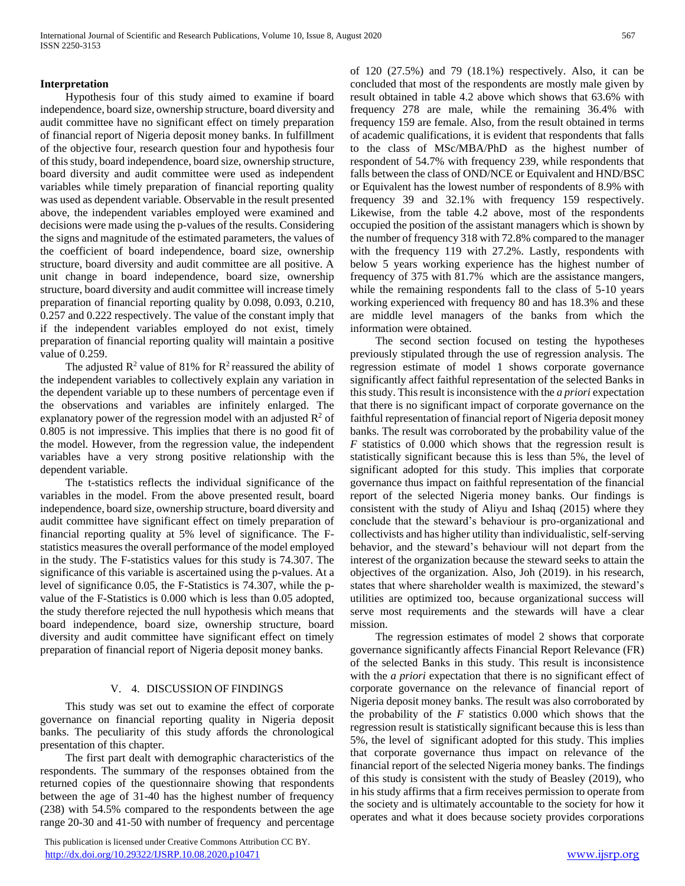**Interpretation**

Hypothesis four of this study aimed to examine if board independence, board size, ownership structure, board diversity and audit committee have no significant effect on timely preparation of financial report of Nigeria deposit money banks. In fulfillment of the objective four, research question four and hypothesis four of this study, board independence, board size, ownership structure, board diversity and audit committee were used as independent variables while timely preparation of financial reporting quality was used as dependent variable. Observable in the result presented above, the independent variables employed were examined and decisions were made using the p-values of the results. Considering the signs and magnitude of the estimated parameters, the values of the coefficient of board independence, board size, ownership structure, board diversity and audit committee are all positive. A unit change in board independence, board size, ownership structure, board diversity and audit committee will increase timely preparation of financial reporting quality by 0.098, 0.093, 0.210, 0.257 and 0.222 respectively. The value of the constant imply that if the independent variables employed do not exist, timely preparation of financial reporting quality will maintain a positive value of 0.259.

The adjusted $R^2$ value of 81% for $R^2$ reassured the ability of the independent variables to collectively explain any variation in the dependent variable up to these numbers of percentage even if the observations and variables are infinitely enlarged. The explanatory power of the regression model with an adjusted $R^2$ of 0.805 is not impressive. This implies that there is no good fit of the model. However, from the regression value, the independent variables have a very strong positive relationship with the dependent variable.

The t-statistics reflects the individual significance of the variables in the model. From the above presented result, board independence, board size, ownership structure, board diversity and audit committee have significant effect on timely preparation of financial reporting quality at 5% level of significance. The F-statistics measures the overall performance of the model employed in the study. The F-statistics values for this study is 74.307. The significance of this variable is ascertained using the p-values. At a level of significance 0.05, the F-Statistics is 74.307, while the p-value of the F-Statistics is 0.000 which is less than 0.05 adopted, the study therefore rejected the null hypothesis which means that board independence, board size, ownership structure, board diversity and audit committee have significant effect on timely preparation of financial report of Nigeria deposit money banks.

## V. 4. DISCUSSION OF FINDINGS

This study was set out to examine the effect of corporate governance on financial reporting quality in Nigeria deposit banks. The peculiarity of this study affords the chronological presentation of this chapter.

The first part dealt with demographic characteristics of the respondents. The summary of the responses obtained from the returned copies of the questionnaire showing that respondents between the age of 31-40 has the highest number of frequency (238) with 54.5% compared to the respondents between the age range 20-30 and 41-50 with number of frequency and percentage of 120 (27.5%) and 79 (18.1%) respectively. Also, it can be concluded that most of the respondents are mostly male given by result obtained in table 4.2 above which shows that 63.6% with frequency 278 are male, while the remaining 36.4% with frequency 159 are female. Also, from the result obtained in terms of academic qualifications, it is evident that respondents that falls to the class of MSc/MBA/PhD as the highest number of respondent of 54.7% with frequency 239, while respondents that falls between the class of OND/NCE or Equivalent and HND/BSC or Equivalent has the lowest number of respondents of 8.9% with frequency 39 and 32.1% with frequency 159 respectively. Likewise, from the table 4.2 above, most of the respondents occupied the position of the assistant managers which is shown by the number of frequency 318 with 72.8% compared to the manager with the frequency 119 with 27.2%. Lastly, respondents with below 5 years working experience has the highest number of frequency of 375 with 81.7% which are the assistance mangers, while the remaining respondents fall to the class of 5-10 years working experienced with frequency 80 and has 18.3% and these are middle level managers of the banks from which the information were obtained.

The second section focused on testing the hypotheses previously stipulated through the use of regression analysis. The regression estimate of model 1 shows corporate governance significantly affect faithful representation of the selected Banks in this study. This result is inconsistence with the *a priori* expectation that there is no significant impact of corporate governance on the faithful representation of financial report of Nigeria deposit money banks. The result was corroborated by the probability value of the *F* statistics of 0.000 which shows that the regression result is statistically significant because this is less than 5%, the level of significant adopted for this study. This implies that corporate governance thus impact on faithful representation of the financial report of the selected Nigeria money banks. Our findings is consistent with the study of Aliyu and Ishaq (2015) where they conclude that the steward's behaviour is pro-organizational and collectivists and has higher utility than individualistic, self-serving behavior, and the steward's behaviour will not depart from the interest of the organization because the steward seeks to attain the objectives of the organization. Also, Joh (2019). in his research, states that where shareholder wealth is maximized, the steward's utilities are optimized too, because organizational success will serve most requirements and the stewards will have a clear mission.

The regression estimates of model 2 shows that corporate governance significantly affects Financial Report Relevance (FR) of the selected Banks in this study. This result is inconsistence with the *a priori* expectation that there is no significant effect of corporate governance on the relevance of financial report of Nigeria deposit money banks. The result was also corroborated by the probability of the *F* statistics 0.000 which shows that the regression result is statistically significant because this is less than 5%, the level of significant adopted for this study. This implies that corporate governance thus impact on relevance of the financial report of the selected Nigeria money banks. The findings of this study is consistent with the study of Beasley (2019), who in his study affirms that a firm receives permission to operate from the society and is ultimately accountable to the society for how it operates and what it does because society provides corporations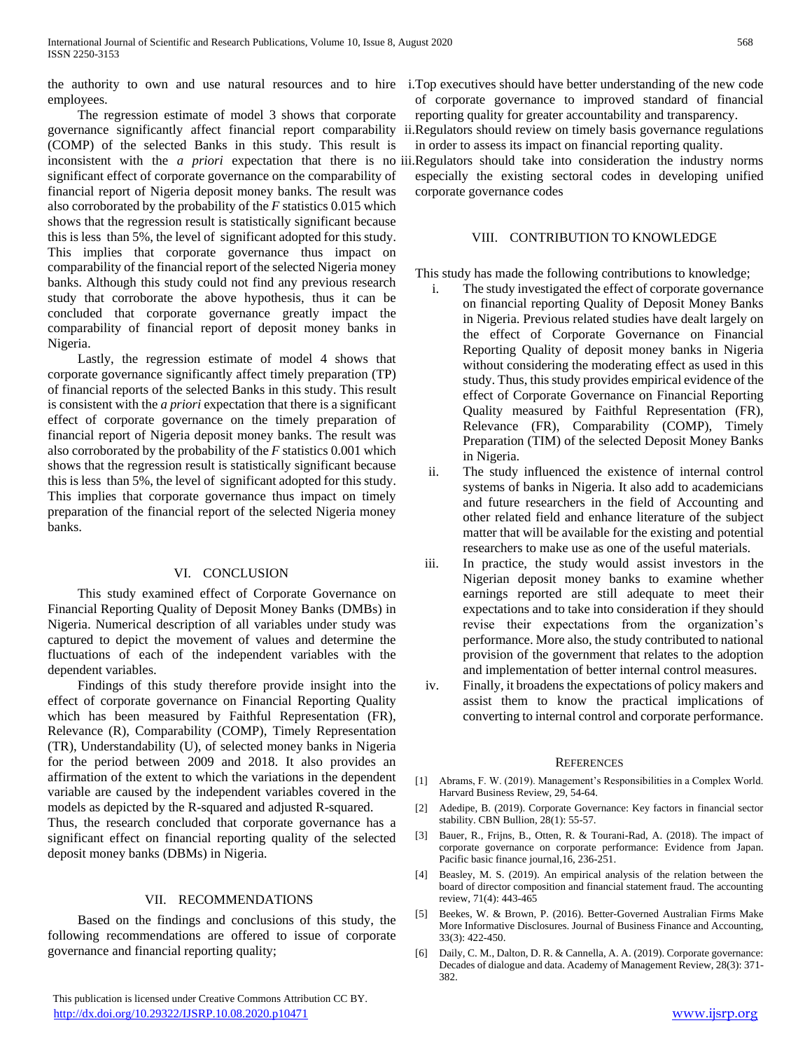the authority to own and use natural resources and to hire employees.

The regression estimate of model 3 shows that corporate governance significantly affect financial report comparability (COMP) of the selected Banks in this study. This result is inconsistent with the *a priori* expectation that there is no significant effect of corporate governance on the comparability of financial report of Nigeria deposit money banks. The result was also corroborated by the probability of the *F* statistics 0.015 which shows that the regression result is statistically significant because this is less than 5%, the level of significant adopted for this study. This implies that corporate governance thus impact on comparability of the financial report of the selected Nigeria money banks. Although this study could not find any previous research study that corroborate the above hypothesis, thus it can be concluded that corporate governance greatly impact the comparability of financial report of deposit money banks in Nigeria.

Lastly, the regression estimate of model 4 shows that corporate governance significantly affect timely preparation (TP) of financial reports of the selected Banks in this study. This result is consistent with the *a priori* expectation that there is a significant effect of corporate governance on the timely preparation of financial report of Nigeria deposit money banks. The result was also corroborated by the probability of the *F* statistics 0.001 which shows that the regression result is statistically significant because this is less than 5%, the level of significant adopted for this study. This implies that corporate governance thus impact on timely preparation of the financial report of the selected Nigeria money banks.

## VI. Conclusion

This study examined effect of Corporate Governance on Financial Reporting Quality of Deposit Money Banks (DMBs) in Nigeria. Numerical description of all variables under study was captured to depict the movement of values and determine the fluctuations of each of the independent variables with the dependent variables.

Findings of this study therefore provide insight into the effect of corporate governance on Financial Reporting Quality which has been measured by Faithful Representation (FR), Relevance (R), Comparability (COMP), Timely Representation (TR), Understandability (U), of selected money banks in Nigeria for the period between 2009 and 2018. It also provides an affirmation of the extent to which the variations in the dependent variable are caused by the independent variables covered in the models as depicted by the R-squared and adjusted R-squared.

Thus, the research concluded that corporate governance has a significant effect on financial reporting quality of the selected deposit money banks (DBMs) in Nigeria.

## VII. Recommendations

Based on the findings and conclusions of this study, the following recommendations are offered to issue of corporate governance and financial reporting quality;

i. Top executives should have better understanding of the new code of corporate governance to improved standard of financial reporting quality for greater accountability and transparency.

ii. Regulators should review on timely basis governance regulations in order to assess its impact on financial reporting quality.

iii. Regulators should take into consideration the industry norms especially the existing sectoral codes in developing unified corporate governance codes

## VIII. Contribution to Knowledge

This study has made the following contributions to knowledge;

i. The study investigated the effect of corporate governance on financial reporting Quality of Deposit Money Banks in Nigeria. Previous related studies have dealt largely on the effect of Corporate Governance on Financial Reporting Quality of deposit money banks in Nigeria without considering the moderating effect as used in this study. Thus, this study provides empirical evidence of the effect of Corporate Governance on Financial Reporting Quality measured by Faithful Representation (FR), Relevance (FR), Comparability (COMP), Timely Preparation (TIM) of the selected Deposit Money Banks in Nigeria.

ii. The study influenced the existence of internal control systems of banks in Nigeria. It also add to academicians and future researchers in the field of Accounting and other related field and enhance literature of the subject matter that will be available for the existing and potential researchers to make use as one of the useful materials.

iii. In practice, the study would assist investors in the Nigerian deposit money banks to examine whether earnings reported are still adequate to meet their expectations and to take into consideration if they should revise their expectations from the organization's performance. More also, the study contributed to national provision of the government that relates to the adoption and implementation of better internal control measures.

iv. Finally, it broadens the expectations of policy makers and assist them to know the practical implications of converting to internal control and corporate performance.

## References

[1] Abrams, F. W. (2019). Management's Responsibilities in a Complex World. Harvard Business Review, 29, 54-64.

[2] Adedipe, B. (2019). Corporate Governance: Key factors in financial sector stability. CBN Bullion, 28(1): 55-57.

[3] Bauer, R., Frijns, B., Otten, R. & Tourani-Rad, A. (2018). The impact of corporate governance on corporate performance: Evidence from Japan. Pacific basic finance journal,16, 236-251.

[4] Beasley, M. S. (2019). An empirical analysis of the relation between the board of director composition and financial statement fraud. The accounting review, 71(4): 443-465

[5] Beekes, W. & Brown, P. (2016). Better-Governed Australian Firms Make More Informative Disclosures. Journal of Business Finance and Accounting, 33(3): 422-450.

[6] Daily, C. M., Dalton, D. R. & Cannella, A. A. (2019). Corporate governance: Decades of dialogue and data. Academy of Management Review, 28(3): 371-382.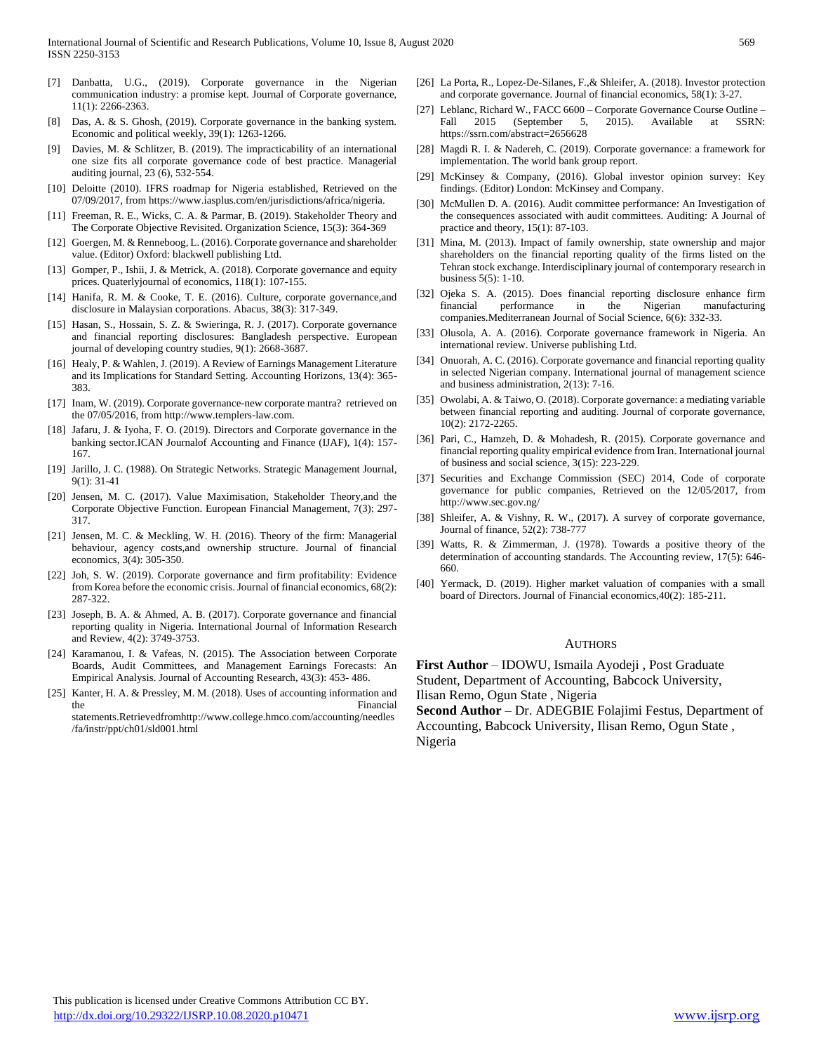[7] Danbatta, U.G., (2019). Corporate governance in the Nigerian communication industry: a promise kept. Journal of Corporate governance, 11(1): 2266-2363.

[8] Das, A. & S. Ghosh, (2019). Corporate governance in the banking system. Economic and political weekly, 39(1): 1263-1266.

[9] Davies, M. & Schlitzer, B. (2019). The impracticability of an international one size fits all corporate governance code of best practice. Managerial auditing journal, 23 (6), 532-554.

[10] Deloitte (2010). IFRS roadmap for Nigeria established, Retrieved on the 07/09/2017, from https://www.iasplus.com/en/jurisdictions/africa/nigeria.

[11] Freeman, R. E., Wicks, C. A. & Parmar, B. (2019). Stakeholder Theory and The Corporate Objective Revisited. Organization Science, 15(3): 364-369

[12] Goergen, M. & Renneboog, L. (2016). Corporate governance and shareholder value. (Editor) Oxford: blackwell publishing Ltd.

[13] Gomper, P., Ishii, J. & Metrick, A. (2018). Corporate governance and equity prices. Quaterlyjournal of economics, 118(1): 107-155.

[14] Hanifa, R. M. & Cooke, T. E. (2016). Culture, corporate governance,and disclosure in Malaysian corporations. Abacus, 38(3): 317-349.

[15] Hasan, S., Hossain, S. Z. & Swieringa, R. J. (2017). Corporate governance and financial reporting disclosures: Bangladesh perspective. European journal of developing country studies, 9(1): 2668-3687.

[16] Healy, P. & Wahlen, J. (2019). A Review of Earnings Management Literature and its Implications for Standard Setting. Accounting Horizons, 13(4): 365-383.

[17] Inam, W. (2019). Corporate governance-new corporate mantra? retrieved on the 07/05/2016, from http://www.templers-law.com.

[18] Jafaru, J. & Iyoha, F. O. (2019). Directors and Corporate governance in the banking sector.ICAN Journalof Accounting and Finance (IJAF), 1(4): 157-167.

[19] Jarillo, J. C. (1988). On Strategic Networks. Strategic Management Journal, 9(1): 31-41

[20] Jensen, M. C. (2017). Value Maximisation, Stakeholder Theory,and the Corporate Objective Function. European Financial Management, 7(3): 297-317.

[21] Jensen, M. C. & Meckling, W. H. (2016). Theory of the firm: Managerial behaviour, agency costs,and ownership structure. Journal of financial economics, 3(4): 305-350.

[22] Joh, S. W. (2019). Corporate governance and firm profitability: Evidence from Korea before the economic crisis. Journal of financial economics, 68(2): 287-322.

[23] Joseph, B. A. & Ahmed, A. B. (2017). Corporate governance and financial reporting quality in Nigeria. International Journal of Information Research and Review, 4(2): 3749-3753.

[24] Karamanou, I. & Vafeas, N. (2015). The Association between Corporate Boards, Audit Committees, and Management Earnings Forecasts: An Empirical Analysis. Journal of Accounting Research, 43(3): 453- 486.

[25] Kanter, H. A. & Pressley, M. M. (2018). Uses of accounting information and the Financial statements.Retrievedfromhttp://www.college.hmco.com/accounting/needles/fa/instr/ppt/ch01/sld001.html

[26] La Porta, R., Lopez-De-Silanes, F.,& Shleifer, A. (2018). Investor protection and corporate governance. Journal of financial economics, 58(1): 3-27.

[27] Leblanc, Richard W., FACC 6600 – Corporate Governance Course Outline – Fall 2015 (September 5, 2015). Available at SSRN: https://ssrn.com/abstract=2656628

[28] Magdi R. I. & Nadereh, C. (2019). Corporate governance: a framework for implementation. The world bank group report.

[29] McKinsey & Company, (2016). Global investor opinion survey: Key findings. (Editor) London: McKinsey and Company.

[30] McMullen D. A. (2016). Audit committee performance: An Investigation of the consequences associated with audit committees. Auditing: A Journal of practice and theory, 15(1): 87-103.

[31] Mina, M. (2013). Impact of family ownership, state ownership and major shareholders on the financial reporting quality of the firms listed on the Tehran stock exchange. Interdisciplinary journal of contemporary research in business 5(5): 1-10.

[32] Ojeka S. A. (2015). Does financial reporting disclosure enhance firm financial performance in the Nigerian manufacturing companies.Mediterranean Journal of Social Science, 6(6): 332-33.

[33] Olusola, A. A. (2016). Corporate governance framework in Nigeria. An international review. Universe publishing Ltd.

[34] Onuorah, A. C. (2016). Corporate governance and financial reporting quality in selected Nigerian company. International journal of management science and business administration, 2(13): 7-16.

[35] Owolabi, A. & Taiwo, O. (2018). Corporate governance: a mediating variable between financial reporting and auditing. Journal of corporate governance, 10(2): 2172-2265.

[36] Pari, C., Hamzeh, D. & Mohadesh, R. (2015). Corporate governance and financial reporting quality empirical evidence from Iran. International journal of business and social science, 3(15): 223-229.

[37] Securities and Exchange Commission (SEC) 2014, Code of corporate governance for public companies, Retrieved on the 12/05/2017, from http://www.sec.gov.ng/

[38] Shleifer, A. & Vishny, R. W., (2017). A survey of corporate governance, Journal of finance, 52(2): 738-777

[39] Watts, R. & Zimmerman, J. (1978). Towards a positive theory of the determination of accounting standards. The Accounting review, 17(5): 646-660.

[40] Yermack, D. (2019). Higher market valuation of companies with a small board of Directors. Journal of Financial economics,40(2): 185-211.

## AUTHORS

**First Author** – IDOWU, Ismaila Ayodeji , Post Graduate Student, Department of Accounting, Babcock University, Ilisan Remo, Ogun State , Nigeria

**Second Author** – Dr. ADEGBIE Folajimi Festus, Department of Accounting, Babcock University, Ilisan Remo, Ogun State , Nigeria